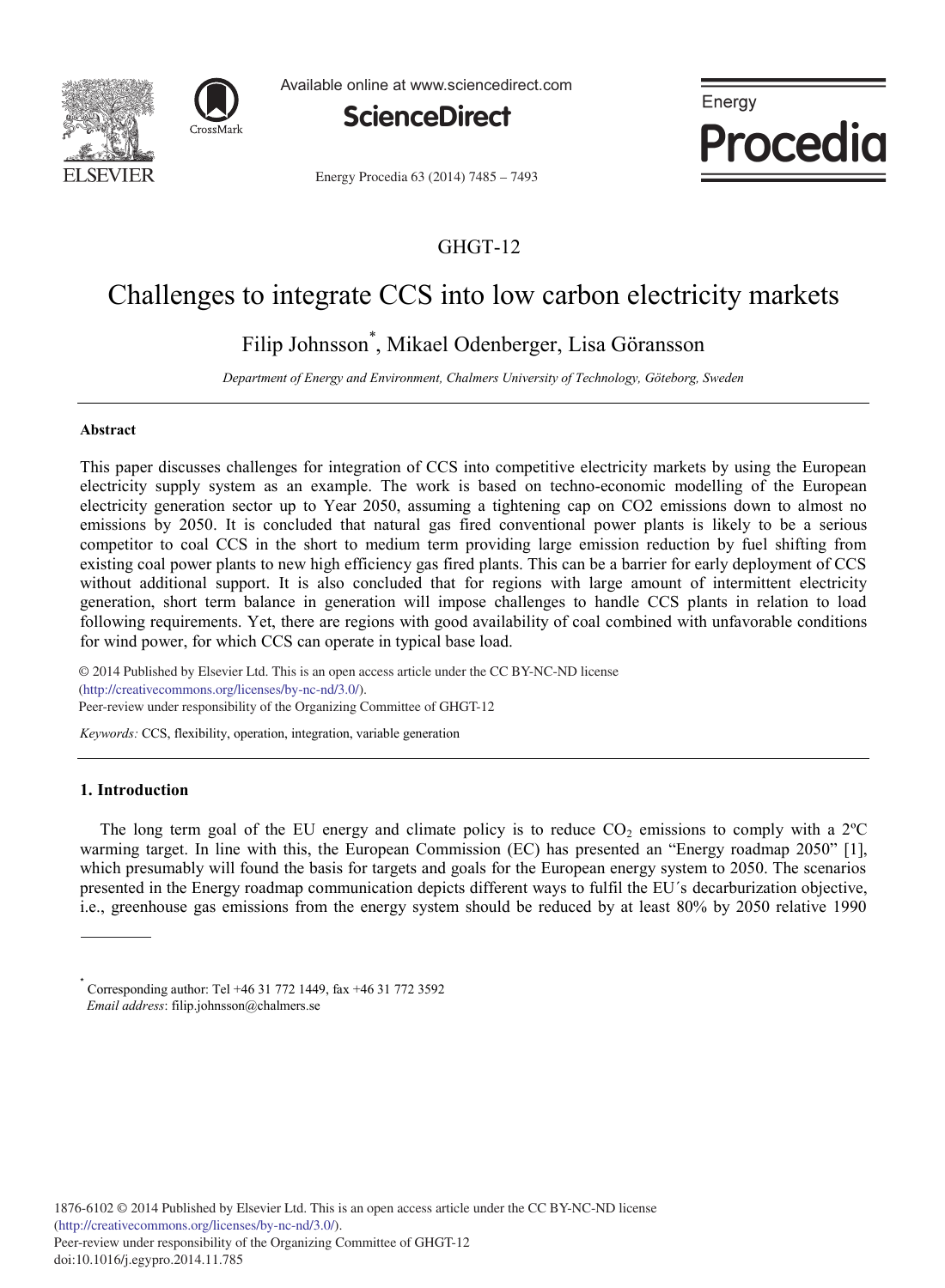GHGT-12

# Challenges to integrate CCS into low carbon electricity markets

Filip Johnsson*, Mikael Odenberger, Lisa Göransson

*Department of Energy and Environment, Chalmers University of Technology, Göteborg, Sweden*

---

### Abstract

This paper discusses challenges for integration of CCS into competitive electricity markets by using the European electricity supply system as an example. The work is based on techno-economic modelling of the European electricity generation sector up to Year 2050, assuming a tightening cap on CO2 emissions down to almost no emissions by 2050. It is concluded that natural gas fired conventional power plants is likely to be a serious competitor to coal CCS in the short to medium term providing large emission reduction by fuel shifting from existing coal power plants to new high efficiency gas fired plants. This can be a barrier for early deployment of CCS without additional support. It is also concluded that for regions with large amount of intermittent electricity generation, short term balance in generation will impose challenges to handle CCS plants in relation to load following requirements. Yet, there are regions with good availability of coal combined with unfavorable conditions for wind power, for which CCS can operate in typical base load.

© 2014 Published by Elsevier Ltd. This is an open access article under the CC BY-NC-ND license (http://creativecommons.org/licenses/by-nc-nd/3.0/).
Peer-review under responsibility of the Organizing Committee of GHGT-12

*Keywords:* CCS, flexibility, operation, integration, variable generation

---

## 1. Introduction

The long term goal of the EU energy and climate policy is to reduce $CO_2$ emissions to comply with a 2ºC warming target. In line with this, the European Commission (EC) has presented an "Energy roadmap 2050" [1], which presumably will found the basis for targets and goals for the European energy system to 2050. The scenarios presented in the Energy roadmap communication depicts different ways to fulfil the EU´s decarburization objective, i.e., greenhouse gas emissions from the energy system should be reduced by at least 80% by 2050 relative 1990

---

* Corresponding author: Tel +46 31 772 1449, fax +46 31 772 3592
*Email address*: filip.johnsson@chalmers.se

1876-6102 © 2014 Published by Elsevier Ltd. This is an open access article under the CC BY-NC-ND license (http://creativecommons.org/licenses/by-nc-nd/3.0/).
Peer-review under responsibility of the Organizing Committee of GHGT-12
doi:10.1016/j.egypro.2014.11.785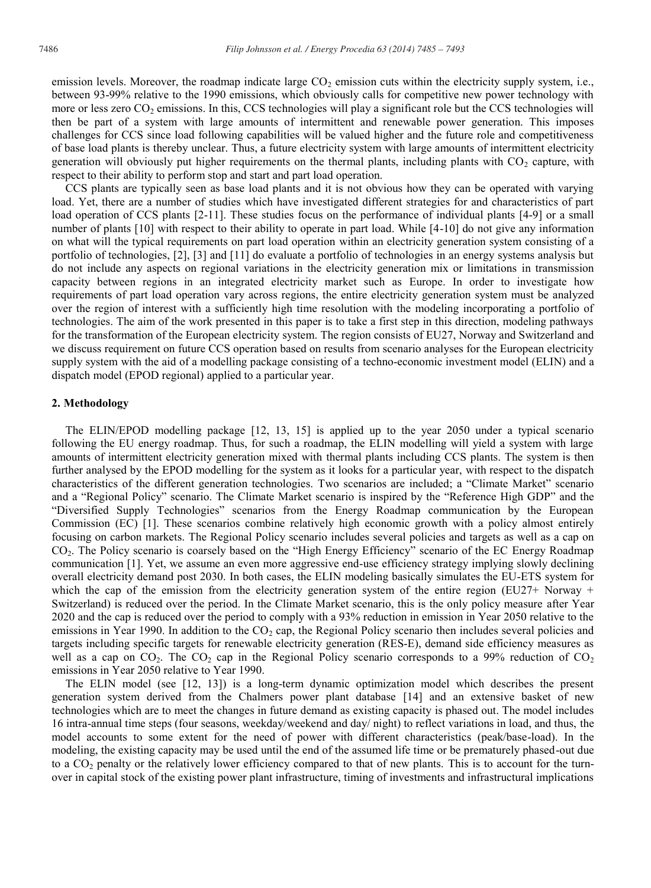emission levels. Moreover, the roadmap indicate large $CO_2$ emission cuts within the electricity supply system, i.e., between 93-99% relative to the 1990 emissions, which obviously calls for competitive new power technology with more or less zero $CO_2$ emissions. In this, CCS technologies will play a significant role but the CCS technologies will then be part of a system with large amounts of intermittent and renewable power generation. This imposes challenges for CCS since load following capabilities will be valued higher and the future role and competitiveness of base load plants is thereby unclear. Thus, a future electricity system with large amounts of intermittent electricity generation will obviously put higher requirements on the thermal plants, including plants with $CO_2$ capture, with respect to their ability to perform stop and start and part load operation.

CCS plants are typically seen as base load plants and it is not obvious how they can be operated with varying load. Yet, there are a number of studies which have investigated different strategies for and characteristics of part load operation of CCS plants [2-11]. These studies focus on the performance of individual plants [4-9] or a small number of plants [10] with respect to their ability to operate in part load. While [4-10] do not give any information on what will the typical requirements on part load operation within an electricity generation system consisting of a portfolio of technologies, [2], [3] and [11] do evaluate a portfolio of technologies in an energy systems analysis but do not include any aspects on regional variations in the electricity generation mix or limitations in transmission capacity between regions in an integrated electricity market such as Europe. In order to investigate how requirements of part load operation vary across regions, the entire electricity generation system must be analyzed over the region of interest with a sufficiently high time resolution with the modeling incorporating a portfolio of technologies. The aim of the work presented in this paper is to take a first step in this direction, modeling pathways for the transformation of the European electricity system. The region consists of EU27, Norway and Switzerland and we discuss requirement on future CCS operation based on results from scenario analyses for the European electricity supply system with the aid of a modelling package consisting of a techno-economic investment model (ELIN) and a dispatch model (EPOD regional) applied to a particular year.

## 2. Methodology

The ELIN/EPOD modelling package [12, 13, 15] is applied up to the year 2050 under a typical scenario following the EU energy roadmap. Thus, for such a roadmap, the ELIN modelling will yield a system with large amounts of intermittent electricity generation mixed with thermal plants including CCS plants. The system is then further analysed by the EPOD modelling for the system as it looks for a particular year, with respect to the dispatch characteristics of the different generation technologies. Two scenarios are included; a "Climate Market" scenario and a "Regional Policy" scenario. The Climate Market scenario is inspired by the "Reference High GDP" and the "Diversified Supply Technologies" scenarios from the Energy Roadmap communication by the European Commission (EC) [1]. These scenarios combine relatively high economic growth with a policy almost entirely focusing on carbon markets. The Regional Policy scenario includes several policies and targets as well as a cap on $CO_2$. The Policy scenario is coarsely based on the "High Energy Efficiency" scenario of the EC Energy Roadmap communication [1]. Yet, we assume an even more aggressive end-use efficiency strategy implying slowly declining overall electricity demand post 2030. In both cases, the ELIN modeling basically simulates the EU-ETS system for which the cap of the emission from the electricity generation system of the entire region (EU27+ Norway + Switzerland) is reduced over the period. In the Climate Market scenario, this is the only policy measure after Year 2020 and the cap is reduced over the period to comply with a 93% reduction in emission in Year 2050 relative to the emissions in Year 1990. In addition to the $CO_2$ cap, the Regional Policy scenario then includes several policies and targets including specific targets for renewable electricity generation (RES-E), demand side efficiency measures as well as a cap on $CO_2$. The $CO_2$ cap in the Regional Policy scenario corresponds to a 99% reduction of $CO_2$ emissions in Year 2050 relative to Year 1990.

The ELIN model (see [12, 13]) is a long-term dynamic optimization model which describes the present generation system derived from the Chalmers power plant database [14] and an extensive basket of new technologies which are to meet the changes in future demand as existing capacity is phased out. The model includes 16 intra-annual time steps (four seasons, weekday/weekend and day/ night) to reflect variations in load, and thus, the model accounts to some extent for the need of power with different characteristics (peak/base-load). In the modeling, the existing capacity may be used until the end of the assumed life time or be prematurely phased-out due to a $CO_2$ penalty or the relatively lower efficiency compared to that of new plants. This is to account for the turn-over in capital stock of the existing power plant infrastructure, timing of investments and infrastructural implications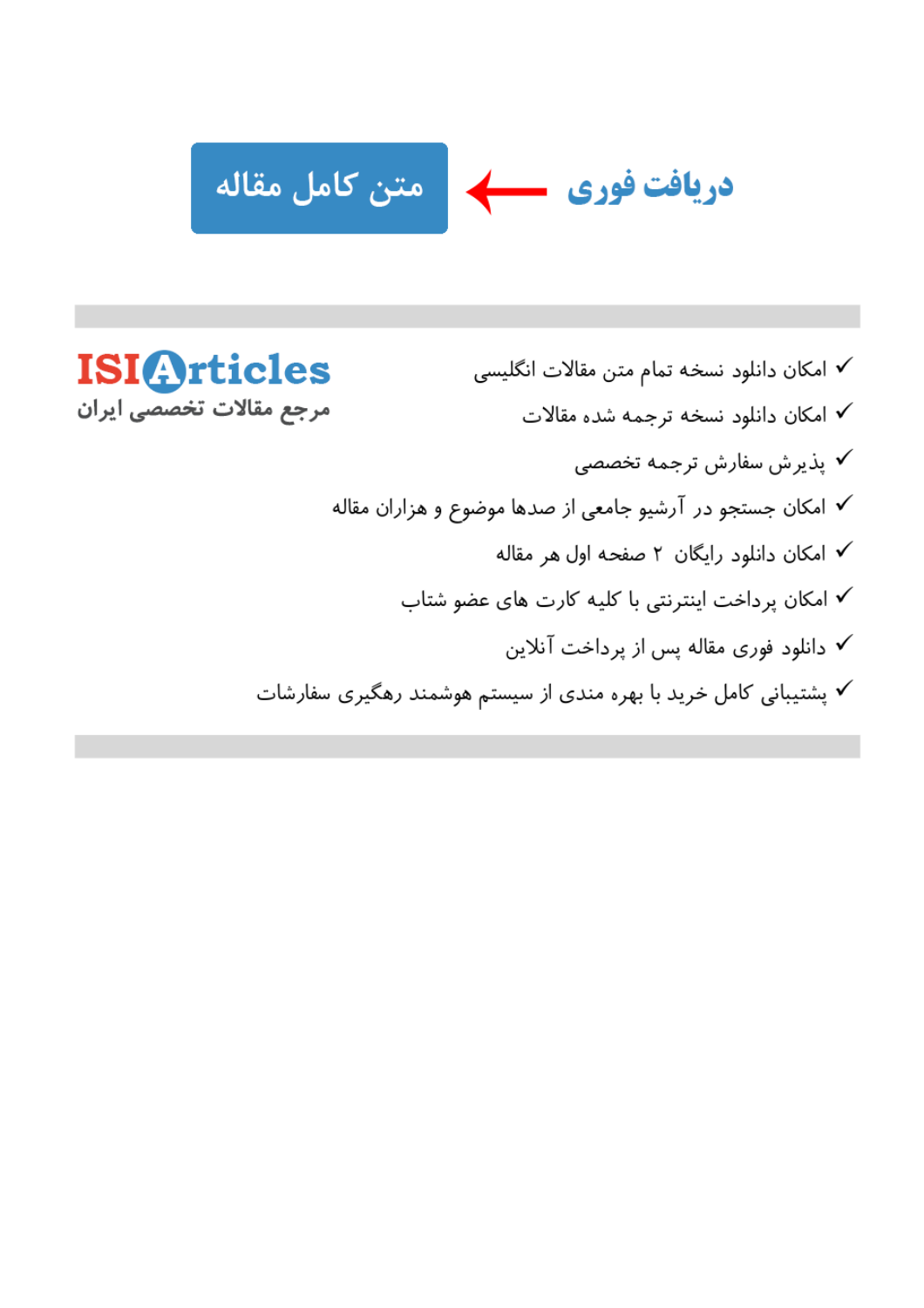دریافت فوری ← **متن کامل مقاله**

**ISIArticles**
مرجع مقالات تخصصی ایران

- ✓ امکان دانلود نسخه تمام متن مقالات انگلیسی
- ✓ امکان دانلود نسخه ترجمه شده مقالات
- ✓ پذیرش سفارش ترجمه تخصصی
- ✓ امکان جستجو در آرشیو جامعی از صدها موضوع و هزاران مقاله
- ✓ امکان دانلود رایگان ۲ صفحه اول هر مقاله
- ✓ امکان پرداخت اینترنتی با کلیه کارت های عضو شتاب
- ✓ دانلود فوری مقاله پس از پرداخت آنلاین
- ✓ پشتیبانی کامل خرید با بهره مندی از سیستم هوشمند رهگیری سفارشات